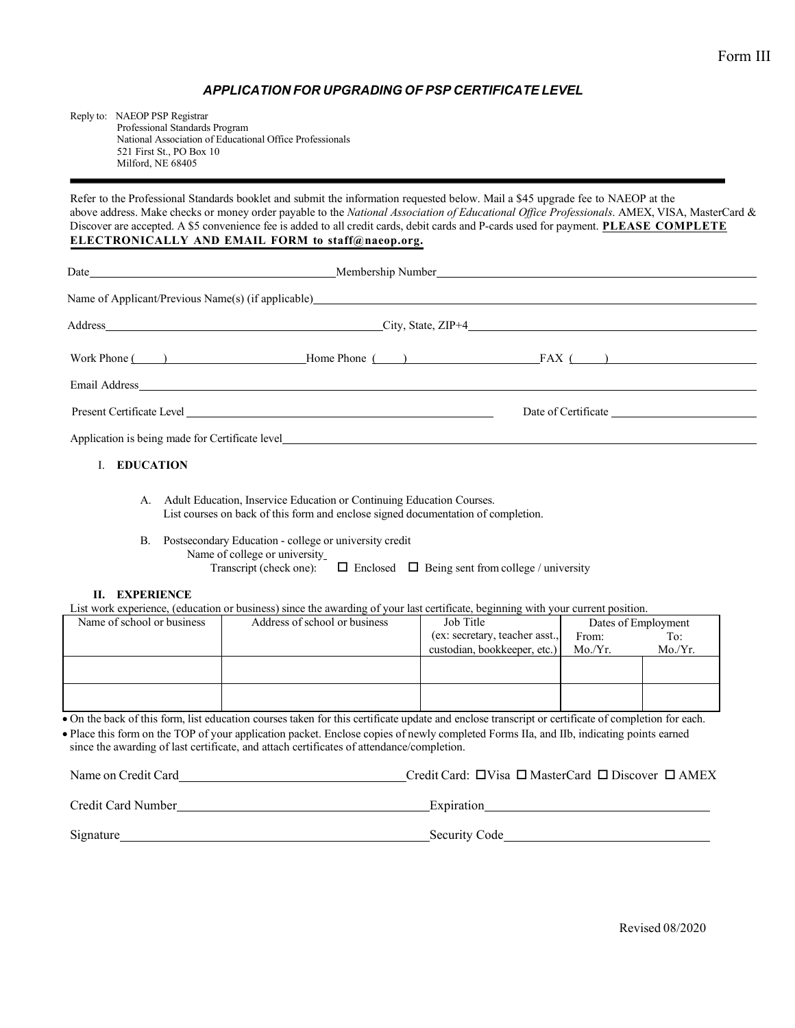Form III

### *APPLICATION FOR UPGRADING OF PSP CERTIFICATE LEVEL*

Reply to: NAEOP PSP Registrar
Professional Standards Program
National Association of Educational Office Professionals
521 First St., PO Box 10
Milford, NE 68405

---

Refer to the Professional Standards booklet and submit the information requested below. Mail a $45 upgrade fee to NAEOP at the above address. Make checks or money order payable to the *National Association of Educational Office Professionals*. AMEX, VISA, MasterCard & Discover are accepted. A $5 convenience fee is added to all credit cards, debit cards and P-cards used for payment. **PLEASE COMPLETE ELECTRONICALLY AND EMAIL FORM to staff@naeop.org.**

Date________________________ Membership Number________________________

Name of Applicant/Previous Name(s) (if applicable)________________________

Address________________________ City, State, ZIP+4________________________

Work Phone (____)________________ Home Phone (____)________________ FAX (____)________________

Email Address________________________

Present Certificate Level________________________ Date of Certificate________________________

Application is being made for Certificate level________________________

I. **EDUCATION**

A. Adult Education, Inservice Education or Continuing Education Courses.
List courses on back of this form and enclose signed documentation of completion.

B. Postsecondary Education - college or university credit
Name of college or university________________________
Transcript (check one): ☐ Enclosed ☐ Being sent from college / university

**II. EXPERIENCE**

List work experience, (education or business) since the awarding of your last certificate, beginning with your current position.

| Name of school or business | Address of school or business | Job Title (ex: secretary, teacher asst., custodian, bookkeeper, etc.) | Dates of Employment From: Mo./Yr. | To: Mo./Yr. |
|---|---|---|---|---|
| | | | | |
| | | | | |

- On the back of this form, list education courses taken for this certificate update and enclose transcript or certificate of completion for each.
- Place this form on the TOP of your application packet. Enclose copies of newly completed Forms IIa, and IIb, indicating points earned since the awarding of last certificate, and attach certificates of attendance/completion.

Name on Credit Card________________________ Credit Card: ☐Visa ☐ MasterCard ☐ Discover ☐ AMEX

Credit Card Number________________________ Expiration________________________

Signature________________________ Security Code________________________

Revised 08/2020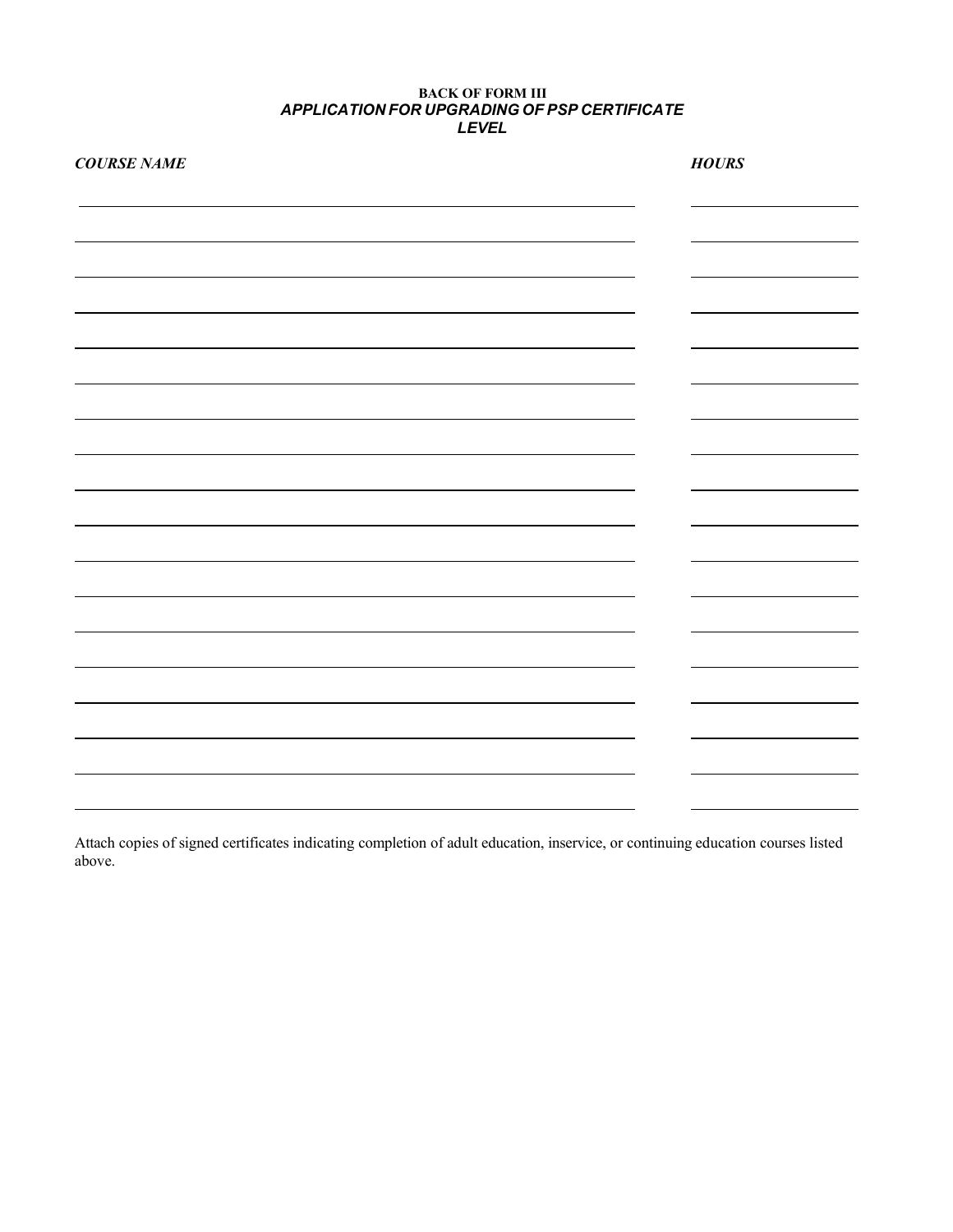**BACK OF FORM III**

***APPLICATION FOR UPGRADING OF PSP CERTIFICATE LEVEL***

| ***COURSE NAME*** | ***HOURS*** |
| --- | --- |
| | |
| | |
| | |
| | |
| | |
| | |
| | |
| | |
| | |
| | |
| | |
| | |
| | |
| | |
| | |
| | |
| | |
| | |

Attach copies of signed certificates indicating completion of adult education, inservice, or continuing education courses listed above.